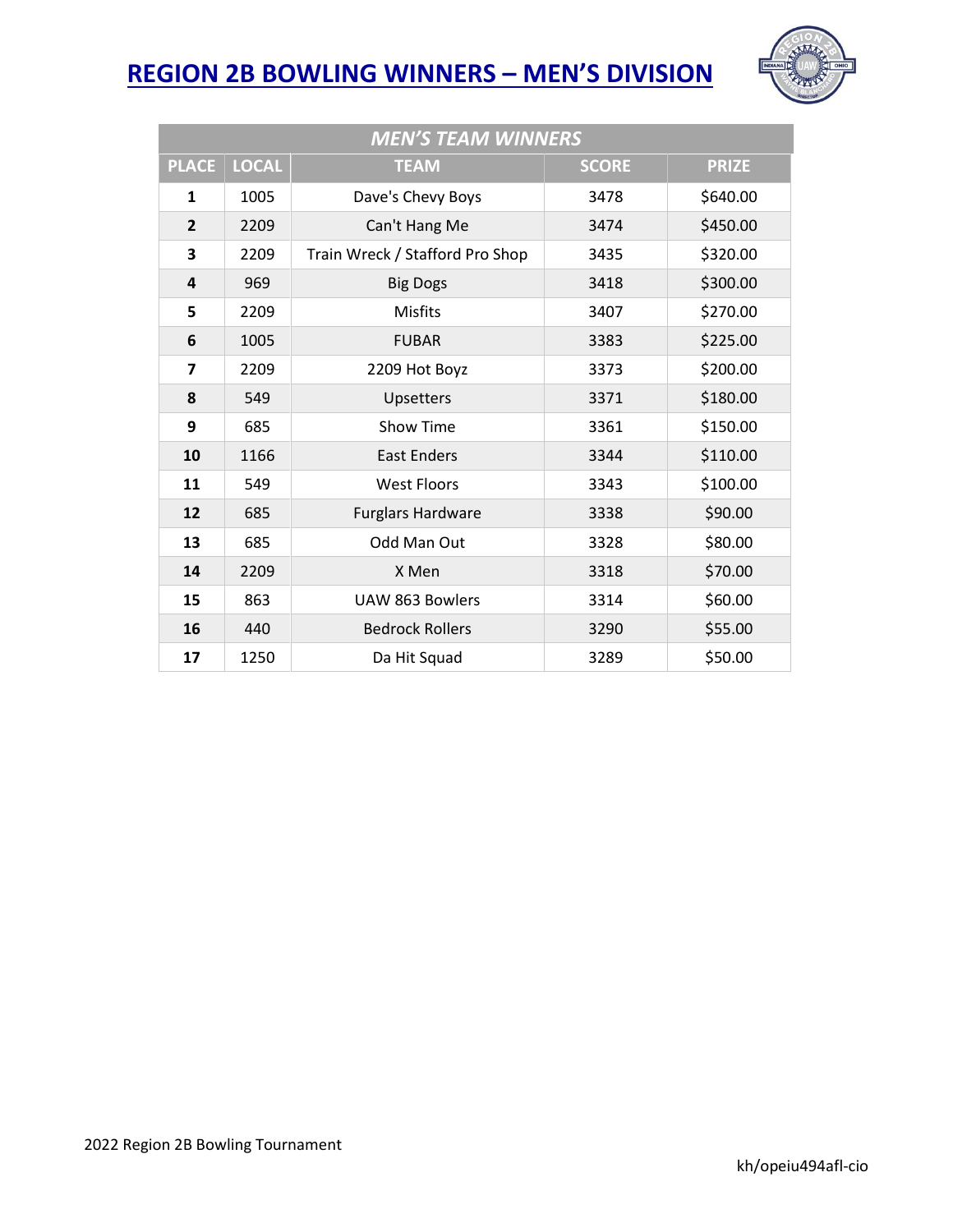# REGION 2B BOWLING WINNERS – MEN'S DIVISION

| *MEN'S TEAM WINNERS* | | | | |
|---|---|---|---|---|
| **PLACE** | **LOCAL** | **TEAM** | **SCORE** | **PRIZE** |
| **1** | 1005 | Dave's Chevy Boys | 3478 | $640.00 |
| **2** | 2209 | Can't Hang Me | 3474 | $450.00 |
| **3** | 2209 | Train Wreck / Stafford Pro Shop | 3435 | $320.00 |
| **4** | 969 | Big Dogs | 3418 | $300.00 |
| **5** | 2209 | Misfits | 3407 | $270.00 |
| **6** | 1005 | FUBAR | 3383 | $225.00 |
| **7** | 2209 | 2209 Hot Boyz | 3373 | $200.00 |
| **8** | 549 | Upsetters | 3371 | $180.00 |
| **9** | 685 | Show Time | 3361 | $150.00 |
| **10** | 1166 | East Enders | 3344 | $110.00 |
| **11** | 549 | West Floors | 3343 | $100.00 |
| **12** | 685 | Furglars Hardware | 3338 | $90.00 |
| **13** | 685 | Odd Man Out | 3328 | $80.00 |
| **14** | 2209 | X Men | 3318 | $70.00 |
| **15** | 863 | UAW 863 Bowlers | 3314 | $60.00 |
| **16** | 440 | Bedrock Rollers | 3290 | $55.00 |
| **17** | 1250 | Da Hit Squad | 3289 | $50.00 |

2022 Region 2B Bowling Tournament

kh/opeiu494afl-cio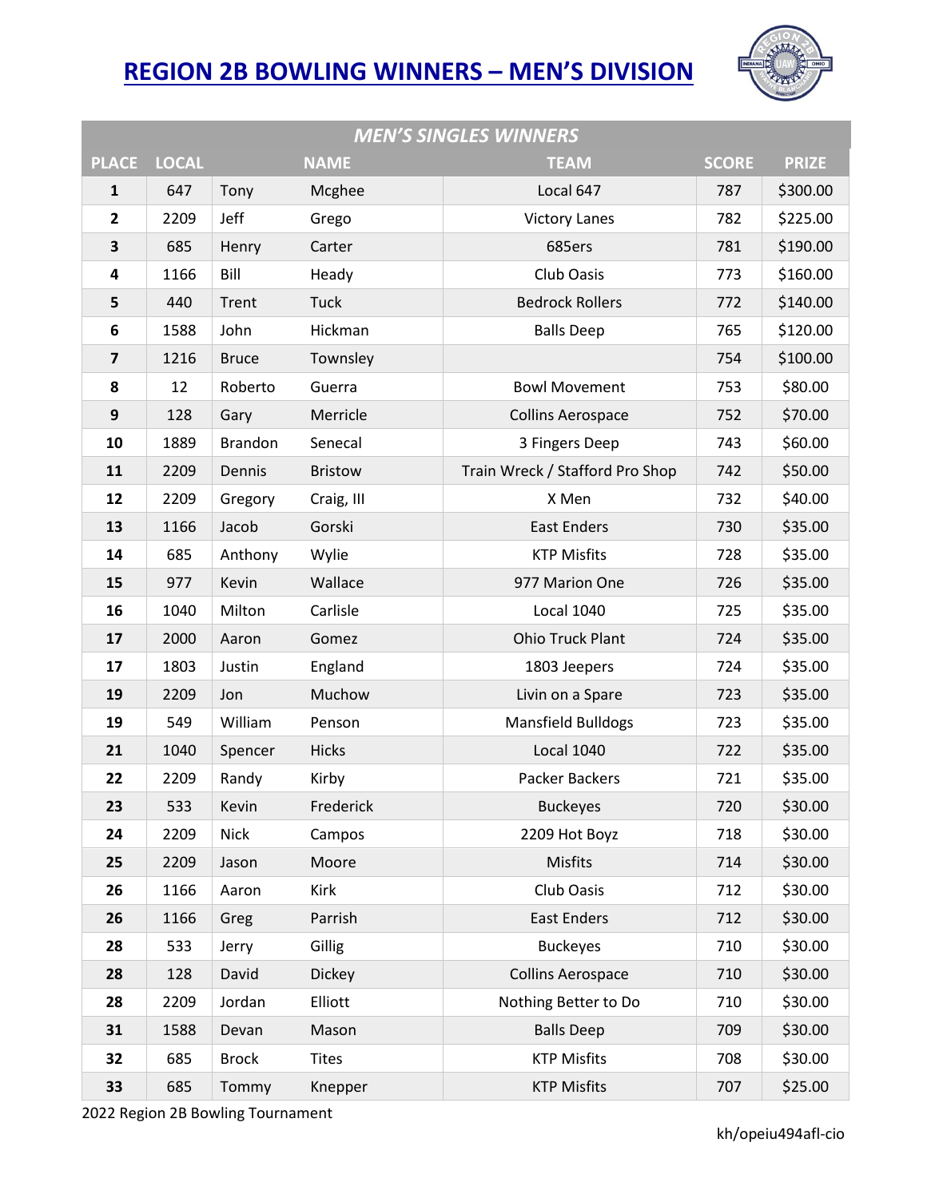# REGION 2B BOWLING WINNERS – MEN'S DIVISION

| MEN'S SINGLES WINNERS | | | | | | |
|---|---|---|---|---|---|---|
| **PLACE** | **LOCAL** | **NAME** | | **TEAM** | **SCORE** | **PRIZE** |
| **1** | 647 | Tony | Mcghee | Local 647 | 787 | $300.00 |
| **2** | 2209 | Jeff | Grego | Victory Lanes | 782 | $225.00 |
| **3** | 685 | Henry | Carter | 685ers | 781 | $190.00 |
| **4** | 1166 | Bill | Heady | Club Oasis | 773 | $160.00 |
| **5** | 440 | Trent | Tuck | Bedrock Rollers | 772 | $140.00 |
| **6** | 1588 | John | Hickman | Balls Deep | 765 | $120.00 |
| **7** | 1216 | Bruce | Townsley | | 754 | $100.00 |
| **8** | 12 | Roberto | Guerra | Bowl Movement | 753 | $80.00 |
| **9** | 128 | Gary | Merricle | Collins Aerospace | 752 | $70.00 |
| **10** | 1889 | Brandon | Senecal | 3 Fingers Deep | 743 | $60.00 |
| **11** | 2209 | Dennis | Bristow | Train Wreck / Stafford Pro Shop | 742 | $50.00 |
| **12** | 2209 | Gregory | Craig, III | X Men | 732 | $40.00 |
| **13** | 1166 | Jacob | Gorski | East Enders | 730 | $35.00 |
| **14** | 685 | Anthony | Wylie | KTP Misfits | 728 | $35.00 |
| **15** | 977 | Kevin | Wallace | 977 Marion One | 726 | $35.00 |
| **16** | 1040 | Milton | Carlisle | Local 1040 | 725 | $35.00 |
| **17** | 2000 | Aaron | Gomez | Ohio Truck Plant | 724 | $35.00 |
| **17** | 1803 | Justin | England | 1803 Jeepers | 724 | $35.00 |
| **19** | 2209 | Jon | Muchow | Livin on a Spare | 723 | $35.00 |
| **19** | 549 | William | Penson | Mansfield Bulldogs | 723 | $35.00 |
| **21** | 1040 | Spencer | Hicks | Local 1040 | 722 | $35.00 |
| **22** | 2209 | Randy | Kirby | Packer Backers | 721 | $35.00 |
| **23** | 533 | Kevin | Frederick | Buckeyes | 720 | $30.00 |
| **24** | 2209 | Nick | Campos | 2209 Hot Boyz | 718 | $30.00 |
| **25** | 2209 | Jason | Moore | Misfits | 714 | $30.00 |
| **26** | 1166 | Aaron | Kirk | Club Oasis | 712 | $30.00 |
| **26** | 1166 | Greg | Parrish | East Enders | 712 | $30.00 |
| **28** | 533 | Jerry | Gillig | Buckeyes | 710 | $30.00 |
| **28** | 128 | David | Dickey | Collins Aerospace | 710 | $30.00 |
| **28** | 2209 | Jordan | Elliott | Nothing Better to Do | 710 | $30.00 |
| **31** | 1588 | Devan | Mason | Balls Deep | 709 | $30.00 |
| **32** | 685 | Brock | Tites | KTP Misfits | 708 | $30.00 |
| **33** | 685 | Tommy | Knepper | KTP Misfits | 707 | $25.00 |

2022 Region 2B Bowling Tournament

kh/opeiu494afl-cio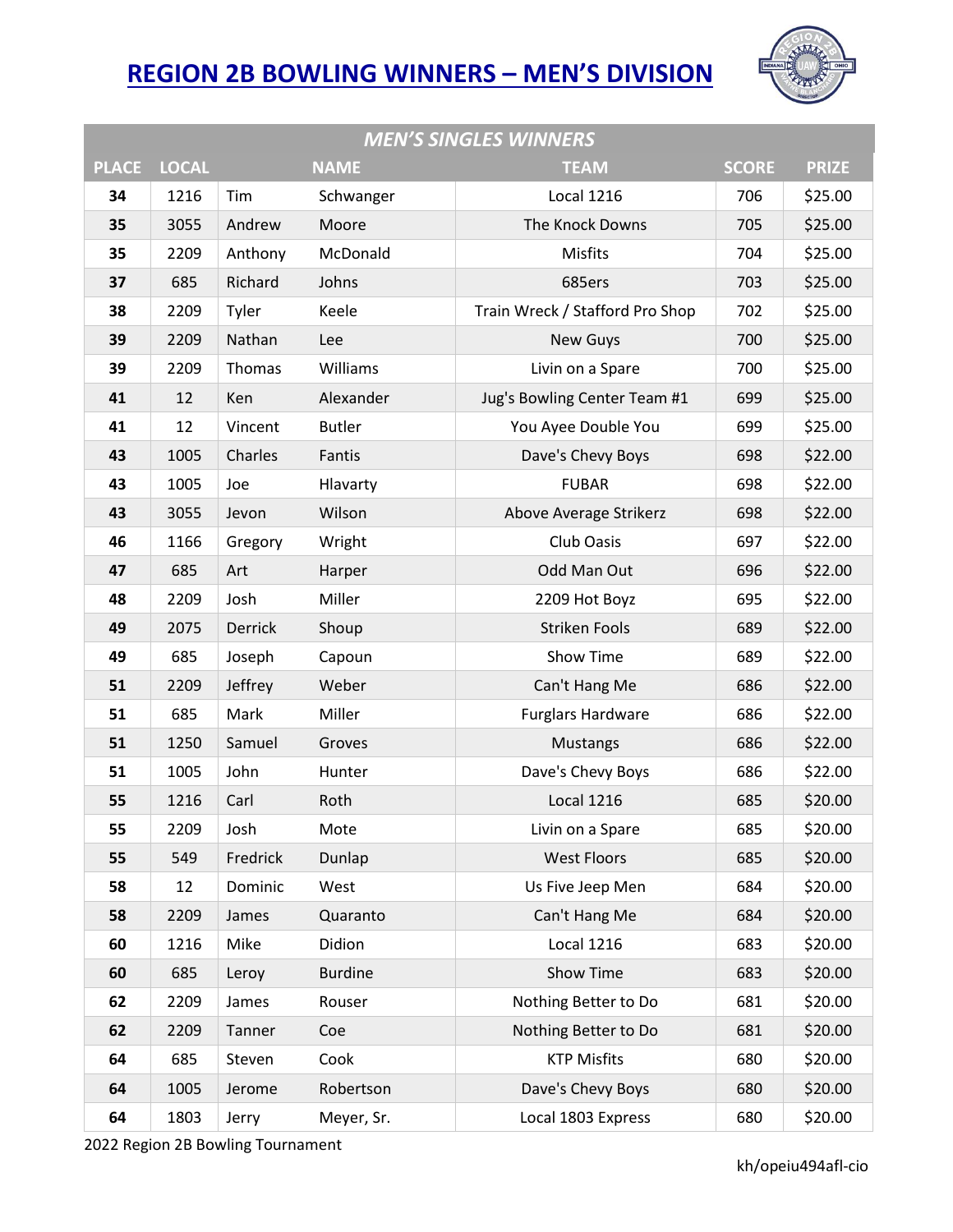# REGION 2B BOWLING WINNERS – MEN'S DIVISION

| MEN'S SINGLES WINNERS | | | | | | |
|---|---|---|---|---|---|---|
| **PLACE** | **LOCAL** | **NAME** | | **TEAM** | **SCORE** | **PRIZE** |
| **34** | 1216 | Tim | Schwanger | Local 1216 | 706 | $25.00 |
| **35** | 3055 | Andrew | Moore | The Knock Downs | 705 | $25.00 |
| **35** | 2209 | Anthony | McDonald | Misfits | 704 | $25.00 |
| **37** | 685 | Richard | Johns | 685ers | 703 | $25.00 |
| **38** | 2209 | Tyler | Keele | Train Wreck / Stafford Pro Shop | 702 | $25.00 |
| **39** | 2209 | Nathan | Lee | New Guys | 700 | $25.00 |
| **39** | 2209 | Thomas | Williams | Livin on a Spare | 700 | $25.00 |
| **41** | 12 | Ken | Alexander | Jug's Bowling Center Team #1 | 699 | $25.00 |
| **41** | 12 | Vincent | Butler | You Ayee Double You | 699 | $25.00 |
| **43** | 1005 | Charles | Fantis | Dave's Chevy Boys | 698 | $22.00 |
| **43** | 1005 | Joe | Hlavarty | FUBAR | 698 | $22.00 |
| **43** | 3055 | Jevon | Wilson | Above Average Strikerz | 698 | $22.00 |
| **46** | 1166 | Gregory | Wright | Club Oasis | 697 | $22.00 |
| **47** | 685 | Art | Harper | Odd Man Out | 696 | $22.00 |
| **48** | 2209 | Josh | Miller | 2209 Hot Boyz | 695 | $22.00 |
| **49** | 2075 | Derrick | Shoup | Striken Fools | 689 | $22.00 |
| **49** | 685 | Joseph | Capoun | Show Time | 689 | $22.00 |
| **51** | 2209 | Jeffrey | Weber | Can't Hang Me | 686 | $22.00 |
| **51** | 685 | Mark | Miller | Furglars Hardware | 686 | $22.00 |
| **51** | 1250 | Samuel | Groves | Mustangs | 686 | $22.00 |
| **51** | 1005 | John | Hunter | Dave's Chevy Boys | 686 | $22.00 |
| **55** | 1216 | Carl | Roth | Local 1216 | 685 | $20.00 |
| **55** | 2209 | Josh | Mote | Livin on a Spare | 685 | $20.00 |
| **55** | 549 | Fredrick | Dunlap | West Floors | 685 | $20.00 |
| **58** | 12 | Dominic | West | Us Five Jeep Men | 684 | $20.00 |
| **58** | 2209 | James | Quaranto | Can't Hang Me | 684 | $20.00 |
| **60** | 1216 | Mike | Didion | Local 1216 | 683 | $20.00 |
| **60** | 685 | Leroy | Burdine | Show Time | 683 | $20.00 |
| **62** | 2209 | James | Rouser | Nothing Better to Do | 681 | $20.00 |
| **62** | 2209 | Tanner | Coe | Nothing Better to Do | 681 | $20.00 |
| **64** | 685 | Steven | Cook | KTP Misfits | 680 | $20.00 |
| **64** | 1005 | Jerome | Robertson | Dave's Chevy Boys | 680 | $20.00 |
| **64** | 1803 | Jerry | Meyer, Sr. | Local 1803 Express | 680 | $20.00 |

2022 Region 2B Bowling Tournament

kh/opeiu494afl-cio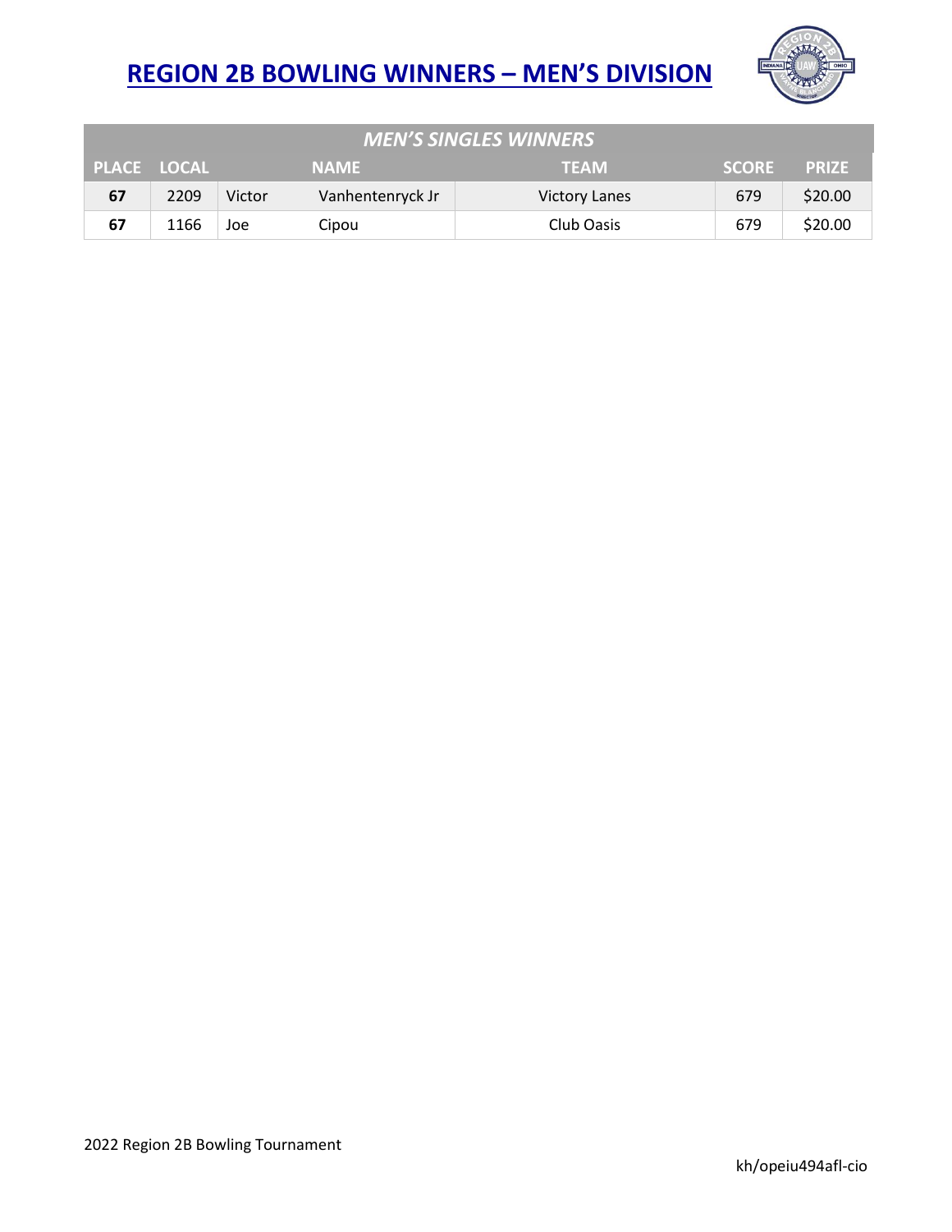# REGION 2B BOWLING WINNERS – MEN'S DIVISION

| *MEN'S SINGLES WINNERS* | | | | | | |
|---|---|---|---|---|---|---|
| **PLACE** | **LOCAL** | **NAME** | | **TEAM** | **SCORE** | **PRIZE** |
| **67** | 2209 | Victor | Vanhentenryck Jr | Victory Lanes | 679 | $20.00 |
| **67** | 1166 | Joe | Cipou | Club Oasis | 679 | $20.00 |

2022 Region 2B Bowling Tournament

kh/opeiu494afl-cio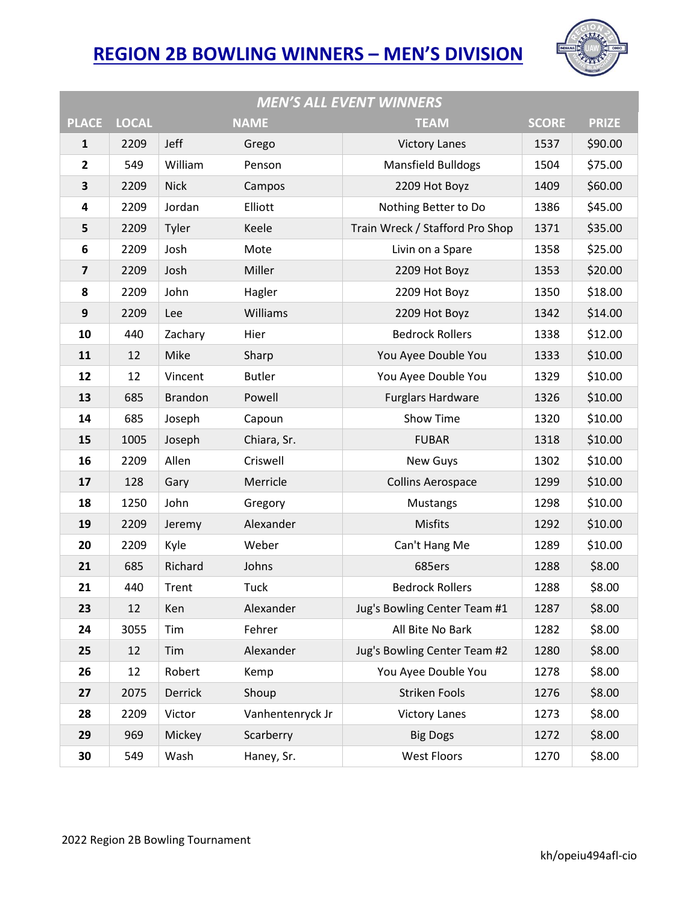# REGION 2B BOWLING WINNERS – MEN'S DIVISION

| MEN'S ALL EVENT WINNERS | | | | | | |
|---|---|---|---|---|---|---|
| PLACE | LOCAL | NAME | | TEAM | SCORE | PRIZE |
| 1 | 2209 | Jeff | Grego | Victory Lanes | 1537 | $90.00 |
| 2 | 549 | William | Penson | Mansfield Bulldogs | 1504 | $75.00 |
| 3 | 2209 | Nick | Campos | 2209 Hot Boyz | 1409 | $60.00 |
| 4 | 2209 | Jordan | Elliott | Nothing Better to Do | 1386 | $45.00 |
| 5 | 2209 | Tyler | Keele | Train Wreck / Stafford Pro Shop | 1371 | $35.00 |
| 6 | 2209 | Josh | Mote | Livin on a Spare | 1358 | $25.00 |
| 7 | 2209 | Josh | Miller | 2209 Hot Boyz | 1353 | $20.00 |
| 8 | 2209 | John | Hagler | 2209 Hot Boyz | 1350 | $18.00 |
| 9 | 2209 | Lee | Williams | 2209 Hot Boyz | 1342 | $14.00 |
| 10 | 440 | Zachary | Hier | Bedrock Rollers | 1338 | $12.00 |
| 11 | 12 | Mike | Sharp | You Ayee Double You | 1333 | $10.00 |
| 12 | 12 | Vincent | Butler | You Ayee Double You | 1329 | $10.00 |
| 13 | 685 | Brandon | Powell | Furglars Hardware | 1326 | $10.00 |
| 14 | 685 | Joseph | Capoun | Show Time | 1320 | $10.00 |
| 15 | 1005 | Joseph | Chiara, Sr. | FUBAR | 1318 | $10.00 |
| 16 | 2209 | Allen | Criswell | New Guys | 1302 | $10.00 |
| 17 | 128 | Gary | Merricle | Collins Aerospace | 1299 | $10.00 |
| 18 | 1250 | John | Gregory | Mustangs | 1298 | $10.00 |
| 19 | 2209 | Jeremy | Alexander | Misfits | 1292 | $10.00 |
| 20 | 2209 | Kyle | Weber | Can't Hang Me | 1289 | $10.00 |
| 21 | 685 | Richard | Johns | 685ers | 1288 | $8.00 |
| 21 | 440 | Trent | Tuck | Bedrock Rollers | 1288 | $8.00 |
| 23 | 12 | Ken | Alexander | Jug's Bowling Center Team #1 | 1287 | $8.00 |
| 24 | 3055 | Tim | Fehrer | All Bite No Bark | 1282 | $8.00 |
| 25 | 12 | Tim | Alexander | Jug's Bowling Center Team #2 | 1280 | $8.00 |
| 26 | 12 | Robert | Kemp | You Ayee Double You | 1278 | $8.00 |
| 27 | 2075 | Derrick | Shoup | Striken Fools | 1276 | $8.00 |
| 28 | 2209 | Victor | Vanhentenryck Jr | Victory Lanes | 1273 | $8.00 |
| 29 | 969 | Mickey | Scarberry | Big Dogs | 1272 | $8.00 |
| 30 | 549 | Wash | Haney, Sr. | West Floors | 1270 | $8.00 |

2022 Region 2B Bowling Tournament

kh/opeiu494afl-cio